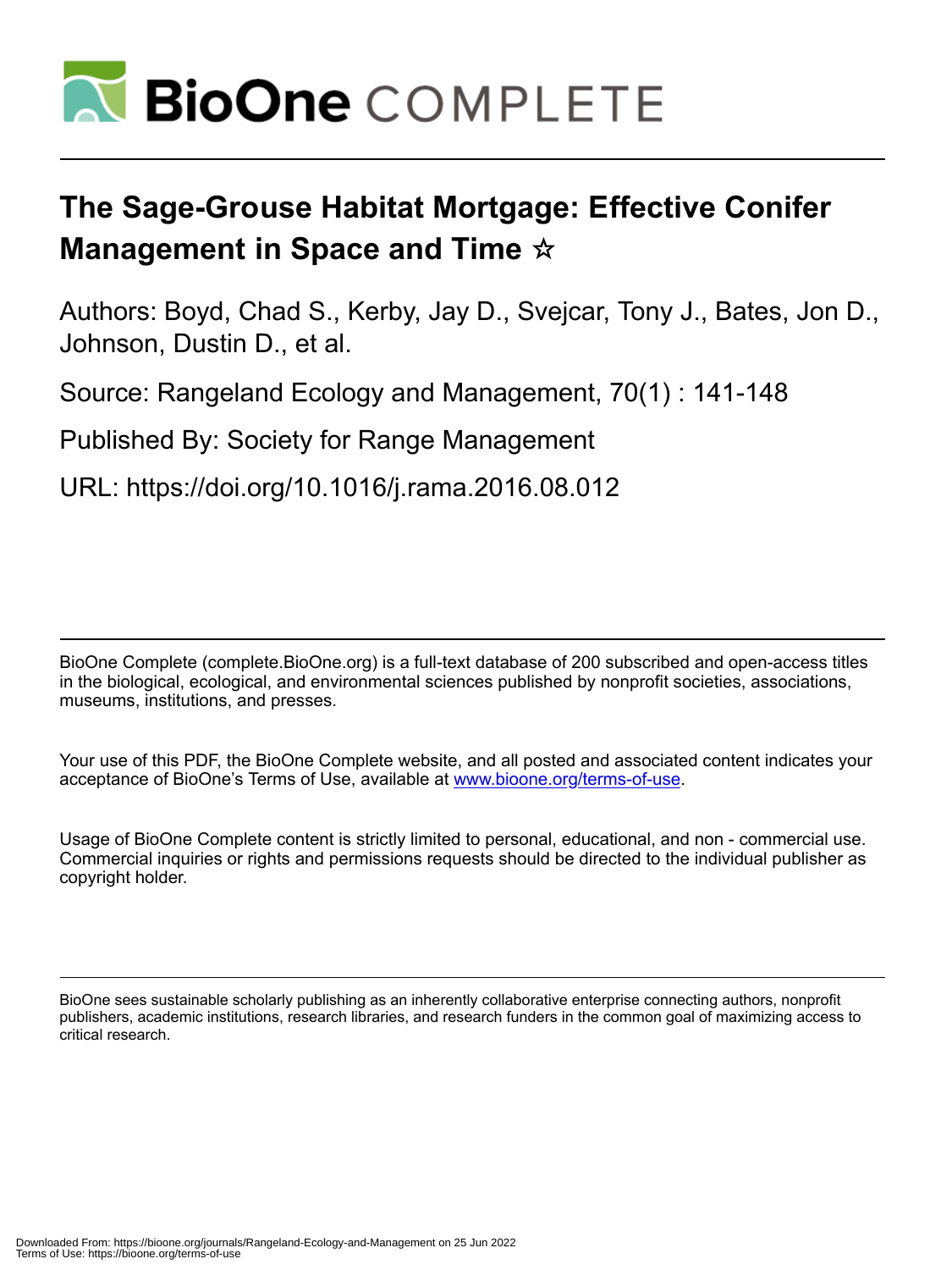# BioOne COMPLETE

# The Sage-Grouse Habitat Mortgage: Effective Conifer Management in Space and Time ☆

Authors: Boyd, Chad S., Kerby, Jay D., Svejcar, Tony J., Bates, Jon D., Johnson, Dustin D., et al.

Source: Rangeland Ecology and Management, 70(1) : 141-148

Published By: Society for Range Management

URL: https://doi.org/10.1016/j.rama.2016.08.012

BioOne Complete (complete.BioOne.org) is a full-text database of 200 subscribed and open-access titles in the biological, ecological, and environmental sciences published by nonprofit societies, associations, museums, institutions, and presses.

Your use of this PDF, the BioOne Complete website, and all posted and associated content indicates your acceptance of BioOne's Terms of Use, available at www.bioone.org/terms-of-use.

Usage of BioOne Complete content is strictly limited to personal, educational, and non - commercial use. Commercial inquiries or rights and permissions requests should be directed to the individual publisher as copyright holder.

BioOne sees sustainable scholarly publishing as an inherently collaborative enterprise connecting authors, nonprofit publishers, academic institutions, research libraries, and research funders in the common goal of maximizing access to critical research.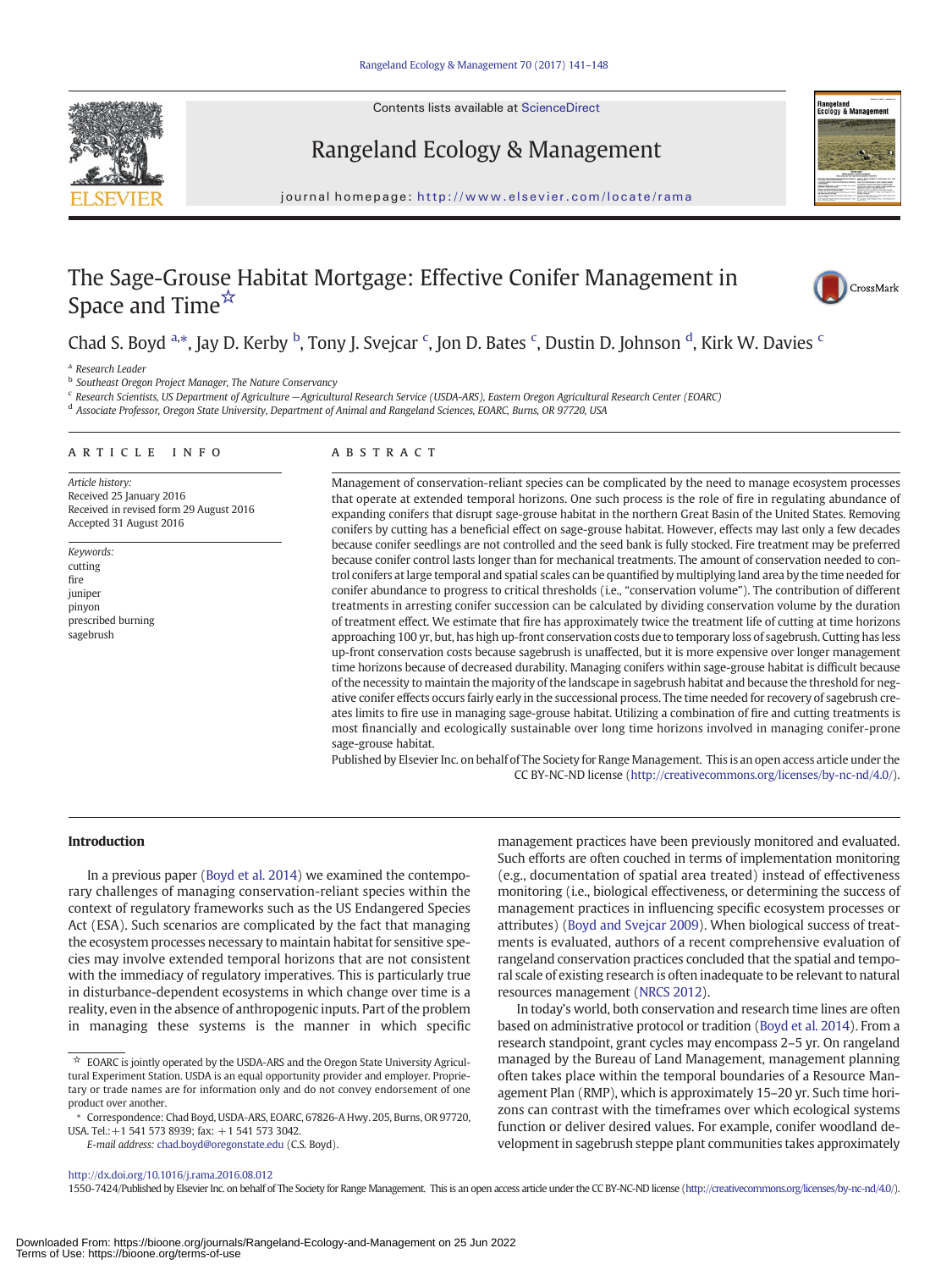# The Sage-Grouse Habitat Mortgage: Effective Conifer Management in Space and Time☆

Chad S. Boyd [a,*], Jay D. Kerby [b], Tony J. Svejcar [c], Jon D. Bates [c], Dustin D. Johnson [d], Kirk W. Davies [c]

[a] Research Leader

[b] Southeast Oregon Project Manager, The Nature Conservancy

[c] Research Scientists, US Department of Agriculture —Agricultural Research Service (USDA-ARS), Eastern Oregon Agricultural Research Center (EOARC)

[d] Associate Professor, Oregon State University, Department of Animal and Rangeland Sciences, EOARC, Burns, OR 97720, USA

## ARTICLE INFO

*Article history:*
Received 25 January 2016
Received in revised form 29 August 2016
Accepted 31 August 2016

*Keywords:*
cutting
fire
juniper
pinyon
prescribed burning
sagebrush

## ABSTRACT

Management of conservation-reliant species can be complicated by the need to manage ecosystem processes that operate at extended temporal horizons. One such process is the role of fire in regulating abundance of expanding conifers that disrupt sage-grouse habitat in the northern Great Basin of the United States. Removing conifers by cutting has a beneficial effect on sage-grouse habitat. However, effects may last only a few decades because conifer seedlings are not controlled and the seed bank is fully stocked. Fire treatment may be preferred because conifer control lasts longer than for mechanical treatments. The amount of conservation needed to control conifers at large temporal and spatial scales can be quantified by multiplying land area by the time needed for conifer abundance to progress to critical thresholds (i.e., "conservation volume"). The contribution of different treatments in arresting conifer succession can be calculated by dividing conservation volume by the duration of treatment effect. We estimate that fire has approximately twice the treatment life of cutting at time horizons approaching 100 yr, but, has high up-front conservation costs due to temporary loss of sagebrush. Cutting has less up-front conservation costs because sagebrush is unaffected, but it is more expensive over longer management time horizons because of decreased durability. Managing conifers within sage-grouse habitat is difficult because of the necessity to maintain the majority of the landscape in sagebrush habitat and because the threshold for negative conifer effects occurs fairly early in the successional process. The time needed for recovery of sagebrush creates limits to fire use in managing sage-grouse habitat. Utilizing a combination of fire and cutting treatments is most financially and ecologically sustainable over long time horizons involved in managing conifer-prone sage-grouse habitat.

Published by Elsevier Inc. on behalf of The Society for Range Management. This is an open access article under the CC BY-NC-ND license (http://creativecommons.org/licenses/by-nc-nd/4.0/).

## Introduction

In a previous paper (Boyd et al. 2014) we examined the contemporary challenges of managing conservation-reliant species within the context of regulatory frameworks such as the US Endangered Species Act (ESA). Such scenarios are complicated by the fact that managing the ecosystem processes necessary to maintain habitat for sensitive species may involve extended temporal horizons that are not consistent with the immediacy of regulatory imperatives. This is particularly true in disturbance-dependent ecosystems in which change over time is a reality, even in the absence of anthropogenic inputs. Part of the problem in managing these systems is the manner in which specific management practices have been previously monitored and evaluated. Such efforts are often couched in terms of implementation monitoring (e.g., documentation of spatial area treated) instead of effectiveness monitoring (i.e., biological effectiveness, or determining the success of management practices in influencing specific ecosystem processes or attributes) (Boyd and Svejcar 2009). When biological success of treatments is evaluated, authors of a recent comprehensive evaluation of rangeland conservation practices concluded that the spatial and temporal scale of existing research is often inadequate to be relevant to natural resources management (NRCS 2012).

In today's world, both conservation and research time lines are often based on administrative protocol or tradition (Boyd et al. 2014). From a research standpoint, grant cycles may encompass 2–5 yr. On rangeland managed by the Bureau of Land Management, management planning often takes place within the temporal boundaries of a Resource Management Plan (RMP), which is approximately 15–20 yr. Such time horizons can contrast with the timeframes over which ecological systems function or deliver desired values. For example, conifer woodland development in sagebrush steppe plant communities takes approximately

☆ EOARC is jointly operated by the USDA-ARS and the Oregon State University Agricultural Experiment Station. USDA is an equal opportunity provider and employer. Proprietary or trade names are for information only and do not convey endorsement of one product over another.

\* Correspondence: Chad Boyd, USDA-ARS, EOARC, 67826-A Hwy. 205, Burns, OR 97720, USA. Tel.: +1 541 573 8939; fax: +1 541 573 3042.

*E-mail address:* chad.boyd@oregonstate.edu (C.S. Boyd).

http://dx.doi.org/10.1016/j.rama.2016.08.012

1550-7424/Published by Elsevier Inc. on behalf of The Society for Range Management. This is an open access article under the CC BY-NC-ND license (http://creativecommons.org/licenses/by-nc-nd/4.0/).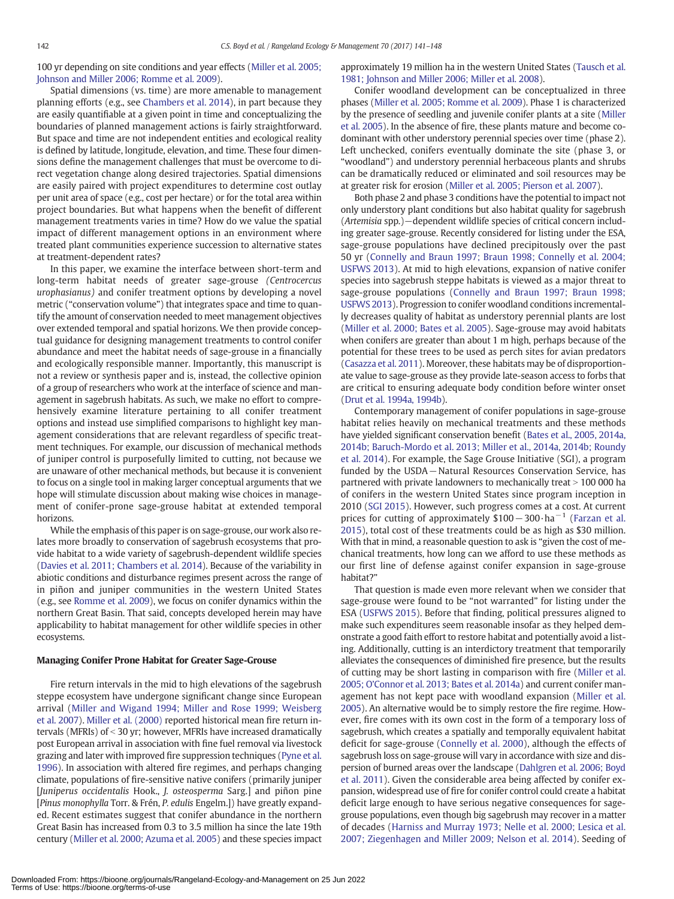100 yr depending on site conditions and year effects (Miller et al. 2005; Johnson and Miller 2006; Romme et al. 2009).

Spatial dimensions (vs. time) are more amenable to management planning efforts (e.g., see Chambers et al. 2014), in part because they are easily quantifiable at a given point in time and conceptualizing the boundaries of planned management actions is fairly straightforward. But space and time are not independent entities and ecological reality is defined by latitude, longitude, elevation, and time. These four dimensions define the management challenges that must be overcome to direct vegetation change along desired trajectories. Spatial dimensions are easily paired with project expenditures to determine cost outlay per unit area of space (e.g., cost per hectare) or for the total area within project boundaries. But what happens when the benefit of different management treatments varies in time? How do we value the spatial impact of different management options in an environment where treated plant communities experience succession to alternative states at treatment-dependent rates?

In this paper, we examine the interface between short-term and long-term habitat needs of greater sage-grouse *(Centrocercus urophasianus)* and conifer treatment options by developing a novel metric ("conservation volume") that integrates space and time to quantify the amount of conservation needed to meet management objectives over extended temporal and spatial horizons. We then provide conceptual guidance for designing management treatments to control conifer abundance and meet the habitat needs of sage-grouse in a financially and ecologically responsible manner. Importantly, this manuscript is not a review or synthesis paper and is, instead, the collective opinion of a group of researchers who work at the interface of science and management in sagebrush habitats. As such, we make no effort to comprehensively examine literature pertaining to all conifer treatment options and instead use simplified comparisons to highlight key management considerations that are relevant regardless of specific treatment techniques. For example, our discussion of mechanical methods of juniper control is purposefully limited to cutting, not because we are unaware of other mechanical methods, but because it is convenient to focus on a single tool in making larger conceptual arguments that we hope will stimulate discussion about making wise choices in management of conifer-prone sage-grouse habitat at extended temporal horizons.

While the emphasis of this paper is on sage-grouse, our work also relates more broadly to conservation of sagebrush ecosystems that provide habitat to a wide variety of sagebrush-dependent wildlife species (Davies et al. 2011; Chambers et al. 2014). Because of the variability in abiotic conditions and disturbance regimes present across the range of in piñon and juniper communities in the western United States (e.g., see Romme et al. 2009), we focus on conifer dynamics within the northern Great Basin. That said, concepts developed herein may have applicability to habitat management for other wildlife species in other ecosystems.

## Managing Conifer Prone Habitat for Greater Sage-Grouse

Fire return intervals in the mid to high elevations of the sagebrush steppe ecosystem have undergone significant change since European arrival (Miller and Wigand 1994; Miller and Rose 1999; Weisberg et al. 2007). Miller et al. (2000) reported historical mean fire return intervals (MFRIs) of < 30 yr; however, MFRIs have increased dramatically post European arrival in association with fine fuel removal via livestock grazing and later with improved fire suppression techniques (Pyne et al. 1996). In association with altered fire regimes, and perhaps changing climate, populations of fire-sensitive native conifers (primarily juniper [*Juniperus occidentalis* Hook., *J. osteosperma* Sarg.] and piñon pine [*Pinus monophylla* Torr. & Frén, *P. edulis* Engelm.]) have greatly expanded. Recent estimates suggest that conifer abundance in the northern Great Basin has increased from 0.3 to 3.5 million ha since the late 19th century (Miller et al. 2000; Azuma et al. 2005) and these species impact approximately 19 million ha in the western United States (Tausch et al. 1981; Johnson and Miller 2006; Miller et al. 2008).

Conifer woodland development can be conceptualized in three phases (Miller et al. 2005; Romme et al. 2009). Phase 1 is characterized by the presence of seedling and juvenile conifer plants at a site (Miller et al. 2005). In the absence of fire, these plants mature and become co-dominant with other understory perennial species over time (phase 2). Left unchecked, conifers eventually dominate the site (phase 3, or "woodland") and understory perennial herbaceous plants and shrubs can be dramatically reduced or eliminated and soil resources may be at greater risk for erosion (Miller et al. 2005; Pierson et al. 2007).

Both phase 2 and phase 3 conditions have the potential to impact not only understory plant conditions but also habitat quality for sagebrush (*Artemisia* spp.)—dependent wildlife species of critical concern including greater sage-grouse. Recently considered for listing under the ESA, sage-grouse populations have declined precipitously over the past 50 yr (Connelly and Braun 1997; Braun 1998; Connelly et al. 2004; USFWS 2013). At mid to high elevations, expansion of native conifer species into sagebrush steppe habitats is viewed as a major threat to sage-grouse populations (Connelly and Braun 1997; Braun 1998; USFWS 2013). Progression to conifer woodland conditions incrementally decreases quality of habitat as understory perennial plants are lost (Miller et al. 2000; Bates et al. 2005). Sage-grouse may avoid habitats when conifers are greater than about 1 m high, perhaps because of the potential for these trees to be used as perch sites for avian predators (Casazza et al. 2011). Moreover, these habitats may be of disproportionate value to sage-grouse as they provide late-season access to forbs that are critical to ensuring adequate body condition before winter onset (Drut et al. 1994a, 1994b).

Contemporary management of conifer populations in sage-grouse habitat relies heavily on mechanical treatments and these methods have yielded significant conservation benefit (Bates et al., 2005, 2014a, 2014b; Baruch-Mordo et al. 2013; Miller et al., 2014a, 2014b; Roundy et al. 2014). For example, the Sage Grouse Initiative (SGI), a program funded by the USDA—Natural Resources Conservation Service, has partnered with private landowners to mechanically treat > 100 000 ha of conifers in the western United States since program inception in 2010 (SGI 2015). However, such progress comes at a cost. At current prices for cutting of approximately $\$100-300 \cdot \text{ha}^{-1}$ (Farzan et al. 2015), total cost of these treatments could be as high as \$30 million. With that in mind, a reasonable question to ask is "given the cost of mechanical treatments, how long can we afford to use these methods as our first line of defense against conifer expansion in sage-grouse habitat?"

That question is made even more relevant when we consider that sage-grouse were found to be "not warranted" for listing under the ESA (USFWS 2015). Before that finding, political pressures aligned to make such expenditures seem reasonable insofar as they helped demonstrate a good faith effort to restore habitat and potentially avoid a listing. Additionally, cutting is an interdictory treatment that temporarily alleviates the consequences of diminished fire presence, but the results of cutting may be short lasting in comparison with fire (Miller et al. 2005; O'Connor et al. 2013; Bates et al. 2014a) and current conifer management has not kept pace with woodland expansion (Miller et al. 2005). An alternative would be to simply restore the fire regime. However, fire comes with its own cost in the form of a temporary loss of sagebrush, which creates a spatially and temporally equivalent habitat deficit for sage-grouse (Connelly et al. 2000), although the effects of sagebrush loss on sage-grouse will vary in accordance with size and dispersion of burned areas over the landscape (Dahlgren et al. 2006; Boyd et al. 2011). Given the considerable area being affected by conifer expansion, widespread use of fire for conifer control could create a habitat deficit large enough to have serious negative consequences for sage-grouse populations, even though big sagebrush may recover in a matter of decades (Harniss and Murray 1973; Nelle et al. 2000; Lesica et al. 2007; Ziegenhagen and Miller 2009; Nelson et al. 2014). Seeding of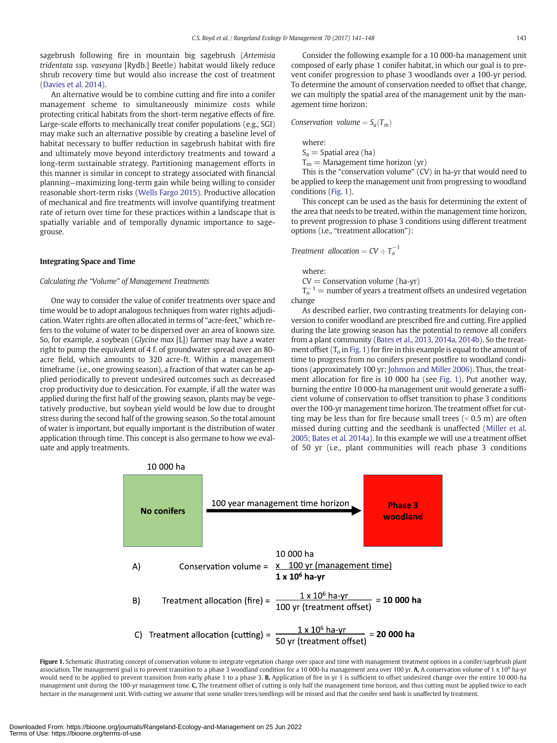sagebrush following fire in mountain big sagebrush (*Artemisia tridentata* ssp. *vaseyana* [Rydb.] Beetle) habitat would likely reduce shrub recovery time but would also increase the cost of treatment (Davies et al. 2014).

An alternative would be to combine cutting and fire into a conifer management scheme to simultaneously minimize costs while protecting critical habitats from the short-term negative effects of fire. Large-scale efforts to mechanically treat conifer populations (e.g., SGI) may make such an alternative possible by creating a baseline level of habitat necessary to buffer reduction in sagebrush habitat with fire and ultimately move beyond interdictory treatments and toward a long-term sustainable strategy. Partitioning management efforts in this manner is similar in concept to strategy associated with financial planning—maximizing long-term gain while being willing to consider reasonable short-term risks (Wells Fargo 2015). Productive allocation of mechanical and fire treatments will involve quantifying treatment rate of return over time for these practices within a landscape that is spatially variable and of temporally dynamic importance to sage-grouse.

## Integrating Space and Time

### Calculating the "Volume" of Management Treatments

One way to consider the value of conifer treatments over space and time would be to adopt analogous techniques from water rights adjudication. Water rights are often allocated in terms of "acre-feet," which refers to the volume of water to be dispersed over an area of known size. So, for example, a soybean (*Glycine max* [L]) farmer may have a water right to pump the equivalent of 4 f. of groundwater spread over an 80-acre field, which amounts to 320 acre-ft. Within a management timeframe (i.e., one growing season), a fraction of that water can be applied periodically to prevent undesired outcomes such as decreased crop productivity due to desiccation. For example, if all the water was applied during the first half of the growing season, plants may be vegetatively productive, but soybean yield would be low due to drought stress during the second half of the growing season. So the total amount of water is important, but equally important is the distribution of water application through time. This concept is also germane to how we evaluate and apply treatments.

Consider the following example for a 10 000-ha management unit composed of early phase 1 conifer habitat, in which our goal is to prevent conifer progression to phase 3 woodlands over a 100-yr period. To determine the amount of conservation needed to offset that change, we can multiply the spatial area of the management unit by the management time horizon:

$$\textit{Conservation volume} = S_a(T_m)$$

where:

$S_a$ = Spatial area (ha)

$T_m$ = Management time horizon (yr)

This is the "conservation volume" (CV) in ha-yr that would need to be applied to keep the management unit from progressing to woodland conditions (Fig. 1).

This concept can be used as the basis for determining the extent of the area that needs to be treated, within the management time horizon, to prevent progression to phase 3 conditions using different treatment options (i.e., "treatment allocation"):

$$\textit{Treatment allocation} = CV \div T_o^{-1}$$

where:

CV = Conservation volume (ha-yr)

$T_o^{-1}$ = number of years a treatment offsets an undesired vegetation change

As described earlier, two contrasting treatments for delaying conversion to conifer woodland are prescribed fire and cutting. Fire applied during the late growing season has the potential to remove all conifers from a plant community (Bates et al., 2013, 2014a, 2014b). So the treatment offset ($T_o$ in Fig. 1) for fire in this example is equal to the amount of time to progress from no conifers present postfire to woodland conditions (approximately 100 yr; Johnson and Miller 2006). Thus, the treatment allocation for fire is 10 000 ha (see Fig. 1). Put another way, burning the entire 10 000-ha management unit would generate a sufficient volume of conservation to offset transition to phase 3 conditions over the 100-yr management time horizon. The treatment offset for cutting may be less than for fire because small trees (< 0.5 m) are often missed during cutting and the seedbank is unaffected (Miller et al. 2005; Bates et al. 2014a). In this example we will use a treatment offset of 50 yr (i.e., plant communities will reach phase 3 conditions

10 000 ha

No conifers → 100 year management time horizon → Phase 3 woodland

A) Conservation volume = 10 000 ha x 100 yr (management time) = **1 x 10^6 ha-yr**

B) Treatment allocation (fire) = $\frac{1 \times 10^6 \text{ ha-yr}}{100 \text{ yr (treatment offset)}}$ = **10 000 ha**

C) Treatment allocation (cutting) = $\frac{1 \times 10^6 \text{ ha-yr}}{50 \text{ yr (treatment offset)}}$ = **20 000 ha**

**Figure 1.** Schematic illustrating concept of conservation volume to integrate vegetation change over space and time with management treatment options in a conifer/sagebrush plant association. The management goal is to prevent transition to a phase 3 woodland condition for a 10 000-ha management area over 100 yr. **A,** A conservation volume of 1 x $10^6$ ha-yr would need to be applied to prevent transition from early phase 1 to a phase 3. **B,** Application of fire in yr 1 is sufficient to offset undesired change over the entire 10 000-ha management unit during the 100-yr management time. **C,** The treatment offset of cutting is only half the management time horizon, and thus cutting must be applied twice to each hectare in the management unit. With cutting we assume that some smaller trees/seedlings will be missed and that the conifer seed bank is unaffected by treatment.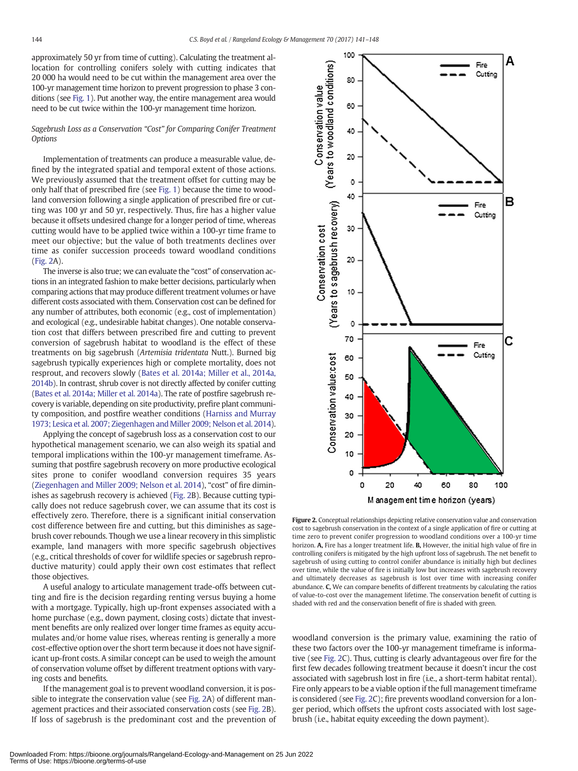approximately 50 yr from time of cutting). Calculating the treatment allocation for controlling conifers solely with cutting indicates that 20 000 ha would need to be cut within the management area over the 100-yr management time horizon to prevent progression to phase 3 conditions (see Fig. 1). Put another way, the entire management area would need to be cut twice within the 100-yr management time horizon.

### *Sagebrush Loss as a Conservation "Cost" for Comparing Conifer Treatment Options*

Implementation of treatments can produce a measurable value, defined by the integrated spatial and temporal extent of those actions. We previously assumed that the treatment offset for cutting may be only half that of prescribed fire (see Fig. 1) because the time to woodland conversion following a single application of prescribed fire or cutting was 100 yr and 50 yr, respectively. Thus, fire has a higher value because it offsets undesired change for a longer period of time, whereas cutting would have to be applied twice within a 100-yr time frame to meet our objective; but the value of both treatments declines over time as conifer succession proceeds toward woodland conditions (Fig. 2A).

The inverse is also true; we can evaluate the "cost" of conservation actions in an integrated fashion to make better decisions, particularly when comparing actions that may produce different treatment volumes or have different costs associated with them. Conservation cost can be defined for any number of attributes, both economic (e.g., cost of implementation) and ecological (e.g., undesirable habitat changes). One notable conservation cost that differs between prescribed fire and cutting to prevent conversion of sagebrush habitat to woodland is the effect of these treatments on big sagebrush (*Artemisia tridentata* Nutt.). Burned big sagebrush typically experiences high or complete mortality, does not resprout, and recovers slowly (Bates et al. 2014a; Miller et al., 2014a, 2014b). In contrast, shrub cover is not directly affected by conifer cutting (Bates et al. 2014a; Miller et al. 2014a). The rate of postfire sagebrush recovery is variable, depending on site productivity, prefire plant community composition, and postfire weather conditions (Harniss and Murray 1973; Lesica et al. 2007; Ziegenhagen and Miller 2009; Nelson et al. 2014).

Applying the concept of sagebrush loss as a conservation cost to our hypothetical management scenario, we can also weigh its spatial and temporal implications within the 100-yr management timeframe. Assuming that postfire sagebrush recovery on more productive ecological sites prone to conifer woodland conversion requires 35 years (Ziegenhagen and Miller 2009; Nelson et al. 2014), "cost" of fire diminishes as sagebrush recovery is achieved (Fig. 2B). Because cutting typically does not reduce sagebrush cover, we can assume that its cost is effectively zero. Therefore, there is a significant initial conservation cost difference between fire and cutting, but this diminishes as sagebrush cover rebounds. Though we use a linear recovery in this simplistic example, land managers with more specific sagebrush objectives (e.g., critical thresholds of cover for wildlife species or sagebrush reproductive maturity) could apply their own cost estimates that reflect those objectives.

A useful analogy to articulate management trade-offs between cutting and fire is the decision regarding renting versus buying a home with a mortgage. Typically, high up-front expenses associated with a home purchase (e.g., down payment, closing costs) dictate that investment benefits are only realized over longer time frames as equity accumulates and/or home value rises, whereas renting is generally a more cost-effective option over the short term because it does not have significant up-front costs. A similar concept can be used to weigh the amount of conservation volume offset by different treatment options with varying costs and benefits.

If the management goal is to prevent woodland conversion, it is possible to integrate the conservation value (see Fig. 2A) of different management practices and their associated conservation costs (see Fig. 2B). If loss of sagebrush is the predominant cost and the prevention of woodland conversion is the primary value, examining the ratio of these two factors over the 100-yr management timeframe is informative (see Fig. 2C). Thus, cutting is clearly advantageous over fire for the first few decades following treatment because it doesn't incur the cost associated with sagebrush lost in fire (i.e., a short-term habitat rental). Fire only appears to be a viable option if the full management timeframe is considered (see Fig. 2C); fire prevents woodland conversion for a longer period, which offsets the upfront costs associated with lost sagebrush (i.e., habitat equity exceeding the down payment).

**Figure 2.** Conceptual relationships depicting relative conservation value and conservation cost to sagebrush conservation in the context of a single application of fire or cutting at time zero to prevent conifer progression to woodland conditions over a 100-yr time horizon. **A,** Fire has a longer treatment life. **B,** However, the initial high value of fire in controlling conifers is mitigated by the high upfront loss of sagebrush. The net benefit to sagebrush of using cutting to control conifer abundance is initially high but declines over time, while the value of fire is initially low but increases with sagebrush recovery and ultimately decreases as sagebrush is lost over time with increasing conifer abundance. **C,** We can compare benefits of different treatments by calculating the ratios of value-to-cost over the management lifetime. The conservation benefit of cutting is shaded with red and the conservation benefit of fire is shaded with green.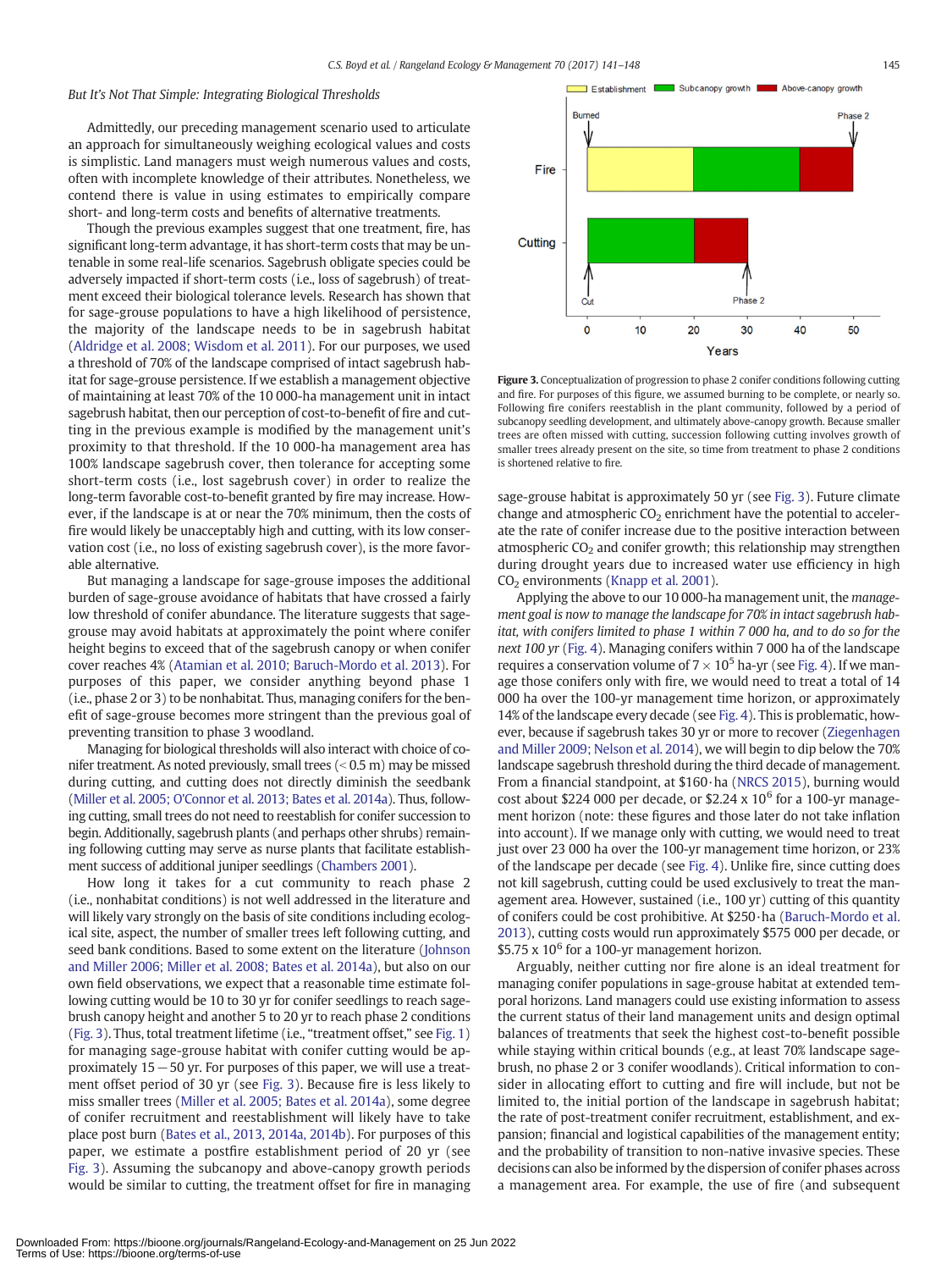## But It's Not That Simple: Integrating Biological Thresholds

Admittedly, our preceding management scenario used to articulate an approach for simultaneously weighing ecological values and costs is simplistic. Land managers must weigh numerous values and costs, often with incomplete knowledge of their attributes. Nonetheless, we contend there is value in using estimates to empirically compare short- and long-term costs and benefits of alternative treatments.

Though the previous examples suggest that one treatment, fire, has significant long-term advantage, it has short-term costs that may be untenable in some real-life scenarios. Sagebrush obligate species could be adversely impacted if short-term costs (i.e., loss of sagebrush) of treatment exceed their biological tolerance levels. Research has shown that for sage-grouse populations to have a high likelihood of persistence, the majority of the landscape needs to be in sagebrush habitat (Aldridge et al. 2008; Wisdom et al. 2011). For our purposes, we used a threshold of 70% of the landscape comprised of intact sagebrush habitat for sage-grouse persistence. If we establish a management objective of maintaining at least 70% of the 10 000-ha management unit in intact sagebrush habitat, then our perception of cost-to-benefit of fire and cutting in the previous example is modified by the management unit's proximity to that threshold. If the 10 000-ha management area has 100% landscape sagebrush cover, then tolerance for accepting some short-term costs (i.e., lost sagebrush cover) in order to realize the long-term favorable cost-to-benefit granted by fire may increase. However, if the landscape is at or near the 70% minimum, then the costs of fire would likely be unacceptably high and cutting, with its low conservation cost (i.e., no loss of existing sagebrush cover), is the more favorable alternative.

But managing a landscape for sage-grouse imposes the additional burden of sage-grouse avoidance of habitats that have crossed a fairly low threshold of conifer abundance. The literature suggests that sage-grouse may avoid habitats at approximately the point where conifer height begins to exceed that of the sagebrush canopy or when conifer cover reaches 4% (Atamian et al. 2010; Baruch-Mordo et al. 2013). For purposes of this paper, we consider anything beyond phase 1 (i.e., phase 2 or 3) to be nonhabitat. Thus, managing conifers for the benefit of sage-grouse becomes more stringent than the previous goal of preventing transition to phase 3 woodland.

Managing for biological thresholds will also interact with choice of conifer treatment. As noted previously, small trees (< 0.5 m) may be missed during cutting, and cutting does not directly diminish the seedbank (Miller et al. 2005; O'Connor et al. 2013; Bates et al. 2014a). Thus, following cutting, small trees do not need to reestablish for conifer succession to begin. Additionally, sagebrush plants (and perhaps other shrubs) remaining following cutting may serve as nurse plants that facilitate establishment success of additional juniper seedlings (Chambers 2001).

How long it takes for a cut community to reach phase 2 (i.e., nonhabitat conditions) is not well addressed in the literature and will likely vary strongly on the basis of site conditions including ecological site, aspect, the number of smaller trees left following cutting, and seed bank conditions. Based to some extent on the literature (Johnson and Miller 2006; Miller et al. 2008; Bates et al. 2014a), but also on our own field observations, we expect that a reasonable time estimate following cutting would be 10 to 30 yr for conifer seedlings to reach sagebrush canopy height and another 5 to 20 yr to reach phase 2 conditions (Fig. 3). Thus, total treatment lifetime (i.e., "treatment offset," see Fig. 1) for managing sage-grouse habitat with conifer cutting will be approximately 15 − 50 yr. For purposes of this paper, we will use a treatment offset period of 30 yr (see Fig. 3). Because fire is less likely to miss smaller trees (Miller et al. 2005; Bates et al. 2014a), some degree of conifer recruitment and reestablishment will likely have to take place post burn (Bates et al., 2013, 2014a, 2014b). For purposes of this paper, we estimate a postfire establishment period of 20 yr (see Fig. 3). Assuming the subcanopy and above-canopy growth periods would be similar to cutting, the treatment offset for fire in managing sage-grouse habitat is approximately 50 yr (see Fig. 3). Future climate change and atmospheric $CO_2$ enrichment have the potential to accelerate the rate of conifer increase due to the positive interaction between atmospheric $CO_2$ and conifer growth; this relationship may strengthen during drought years due to increased water use efficiency in high $CO_2$ environments (Knapp et al. 2001).

**Figure 3.** Conceptualization of progression to phase 2 conifer conditions following cutting and fire. For purposes of this figure, we assumed burning to be complete, or nearly so. Following fire conifers reestablish in the plant community, followed by a period of subcanopy seedling development, and ultimately above-canopy growth. Because smaller trees are often missed with cutting, succession following cutting involves growth of smaller trees already present on the site, so time from treatment to phase 2 conditions is shortened relative to fire.

Applying the above to our 10 000-ha management unit, the *management goal is now to manage the landscape for 70% in intact sagebrush habitat, with conifers limited to phase 1 within 7 000 ha, and to do so for the next 100 yr* (Fig. 4). Managing conifers within 7 000 ha of the landscape requires a conservation volume of $7 \times 10^5$ ha-yr (see Fig. 4). If we manage those conifers only with fire, we would need to treat a total of 14 000 ha over the 100-yr management time horizon, or approximately 14% of the landscape every decade (see Fig. 4). This is problematic, however, because if sagebrush takes 30 yr or more to recover (Ziegenhagen and Miller 2009; Nelson et al. 2014), we will begin to dip below the 70% landscape sagebrush threshold during the third decade of management. From a financial standpoint, at \$160·ha (NRCS 2015), burning would cost about \$224 000 per decade, or \$2.24 x $10^6$ for a 100-yr management horizon (note: these figures and those later do not take inflation into account). If we manage only with cutting, we would need to treat just over 23 000 ha over the 100-yr management time horizon, or 23% of the landscape per decade (see Fig. 4). Unlike fire, since cutting does not kill sagebrush, cutting could be used exclusively to treat the management area. However, sustained (i.e., 100 yr) cutting of this quantity of conifers could be cost prohibitive. At \$250·ha (Baruch-Mordo et al. 2013), cutting costs would run approximately \$575 000 per decade, or \$5.75 x $10^6$ for a 100-yr management horizon.

Arguably, neither cutting nor fire alone is an ideal treatment for managing conifer populations in sage-grouse habitat at extended temporal horizons. Land managers could use existing information to assess the current status of their land management units and design optimal balances of treatments that seek the highest cost-to-benefit possible while staying within critical bounds (e.g., at least 70% landscape sagebrush, no phase 2 or 3 conifer woodlands). Critical information to consider in allocating effort to cutting and fire will include, but not be limited to, the initial portion of the landscape in sagebrush habitat; the rate of post-treatment conifer recruitment, establishment, and expansion; financial and logistical capabilities of the management entity; and the probability of transition to non-native invasive species. These decisions can also be informed by the dispersion of conifer phases across a management area. For example, the use of fire (and subsequent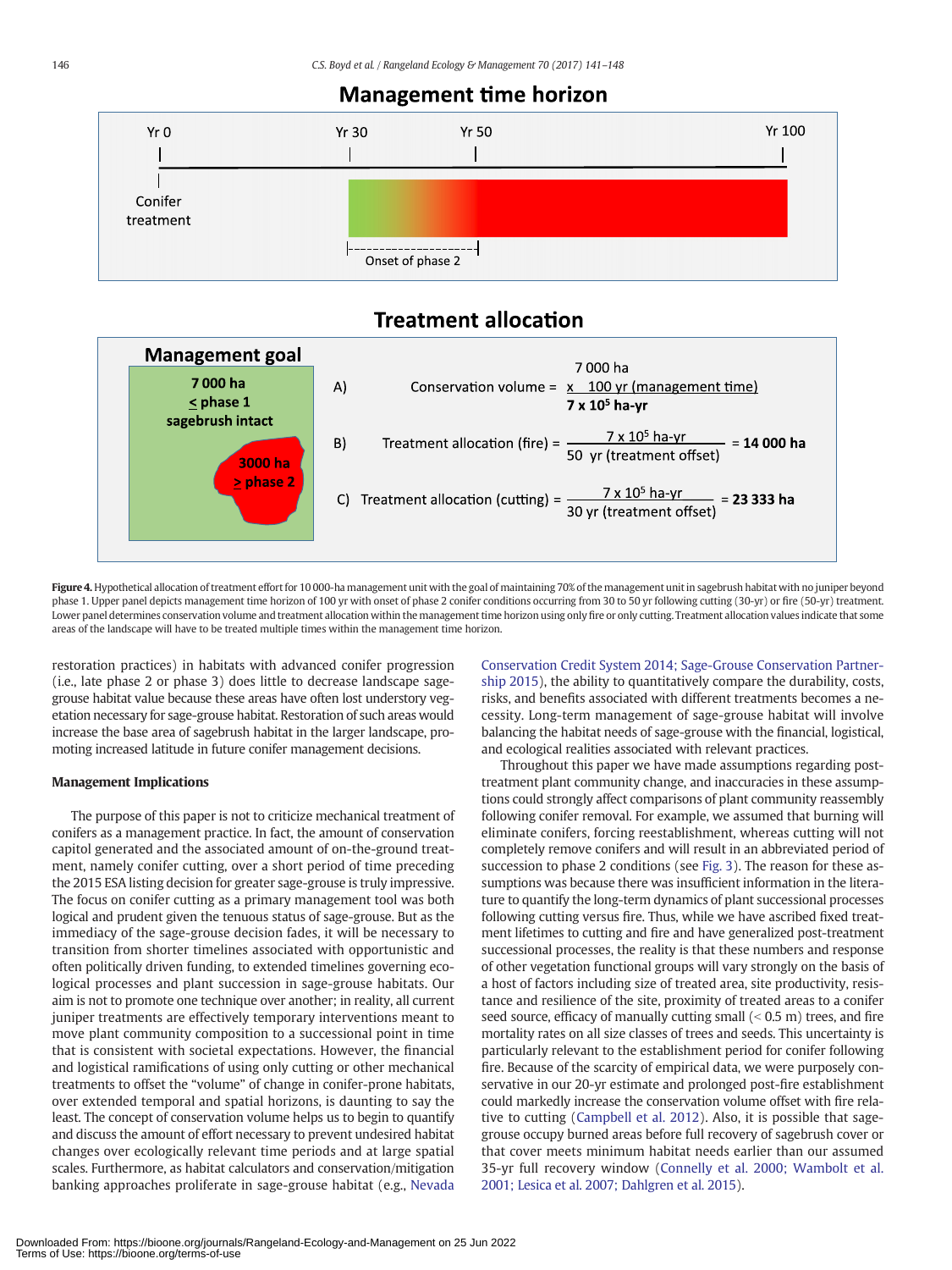## Management time horizon

Yr 0

Yr 30

Yr 50

Yr 100

Conifer treatment

Onset of phase 2

## Treatment allocation

**Management goal**

**7 000 ha**
**≤ phase 1**
**sagebrush intact**

**3000 ha**
**≥ phase 2**

A) Conservation volume = 7 000 ha x 100 yr (management time) = **7 x 10^5 ha-yr**

B) Treatment allocation (fire) = 7 x 10^5 ha-yr / 50 yr (treatment offset) = **14 000 ha**

C) Treatment allocation (cutting) = 7 x 10^5 ha-yr / 30 yr (treatment offset) = **23 333 ha**

**Figure 4.** Hypothetical allocation of treatment effort for 10 000-ha management unit with the goal of maintaining 70% of the management unit in sagebrush habitat with no juniper beyond phase 1. Upper panel depicts management time horizon of 100 yr with onset of phase 2 conifer conditions occurring from 30 to 50 yr following cutting (30-yr) or fire (50-yr) treatment. Lower panel determines conservation volume and treatment allocation within the management time horizon using only fire or only cutting. Treatment allocation values indicate that some areas of the landscape will have to be treated multiple times within the management time horizon.

restoration practices) in habitats with advanced conifer progression (i.e., late phase 2 or phase 3) does little to decrease landscape sage-grouse habitat value because these areas have often lost understory vegetation necessary for sage-grouse habitat. Restoration of such areas would increase the base area of sagebrush habitat in the larger landscape, promoting increased latitude in future conifer management decisions.

### Management Implications

The purpose of this paper is not to criticize mechanical treatment of conifers as a management practice. In fact, the amount of conservation capitol generated and the associated amount of on-the-ground treatment, namely conifer cutting, over a short period of time preceding the 2015 ESA listing decision for greater sage-grouse is truly impressive. The focus on conifer cutting as a primary management tool was both logical and prudent given the tenuous status of sage-grouse. But as the immediacy of the sage-grouse decision fades, it will be necessary to transition from shorter timelines associated with opportunistic and often politically driven funding, to extended timelines governing ecological processes and plant succession in sage-grouse habitats. Our aim is not to promote one technique over another; in reality, all current juniper treatments are effectively temporary interventions meant to move plant community composition to a successional point in time that is consistent with societal expectations. However, the financial and logistical ramifications of using only cutting or other mechanical treatments to offset the "volume" of change in conifer-prone habitats, over extended temporal and spatial horizons, is daunting to say the least. The concept of conservation volume helps us to begin to quantify and discuss the amount of effort necessary to prevent undesired habitat changes over ecologically relevant time periods and at large spatial scales. Furthermore, as habitat calculators and conservation/mitigation banking approaches proliferate in sage-grouse habitat (e.g., Nevada Conservation Credit System 2014; Sage-Grouse Conservation Partnership 2015), the ability to quantitatively compare the durability, costs, risks, and benefits associated with different treatments becomes a necessity. Long-term management of sage-grouse habitat will involve balancing the habitat needs of sage-grouse with the financial, logistical, and ecological realities associated with relevant practices.

Throughout this paper we have made assumptions regarding post-treatment plant community change, and inaccuracies in these assumptions could strongly affect comparisons of plant community reassembly following conifer removal. For example, we assumed that burning will eliminate conifers, forcing reestablishment, whereas cutting will not completely remove conifers and will result in an abbreviated period of succession to phase 2 conditions (see Fig. 3). The reason for these assumptions was because there was insufficient information in the literature to quantify the long-term dynamics of plant successional processes following cutting versus fire. Thus, while we have ascribed fixed treatment lifetimes to cutting and fire and have generalized post-treatment successional processes, the reality is that these numbers and response of other vegetation functional groups will vary strongly on the basis of a host of factors including size of treated area, site productivity, resistance and resilience of the site, proximity of treated areas to a conifer seed source, efficacy of manually cutting small (< 0.5 m) trees, and fire mortality rates on all size classes of trees and seeds. This uncertainty is particularly relevant to the establishment period for conifer following fire. Because of the scarcity of empirical data, we were purposely conservative in our 20-yr estimate and prolonged post-fire establishment could markedly increase the conservation volume offset with fire relative to cutting (Campbell et al. 2012). Also, it is possible that sage-grouse occupy burned areas before full recovery of sagebrush cover or that cover meets minimum habitat needs earlier than our assumed 35-yr full recovery window (Connelly et al. 2000; Wambolt et al. 2001; Lesica et al. 2007; Dahlgren et al. 2015).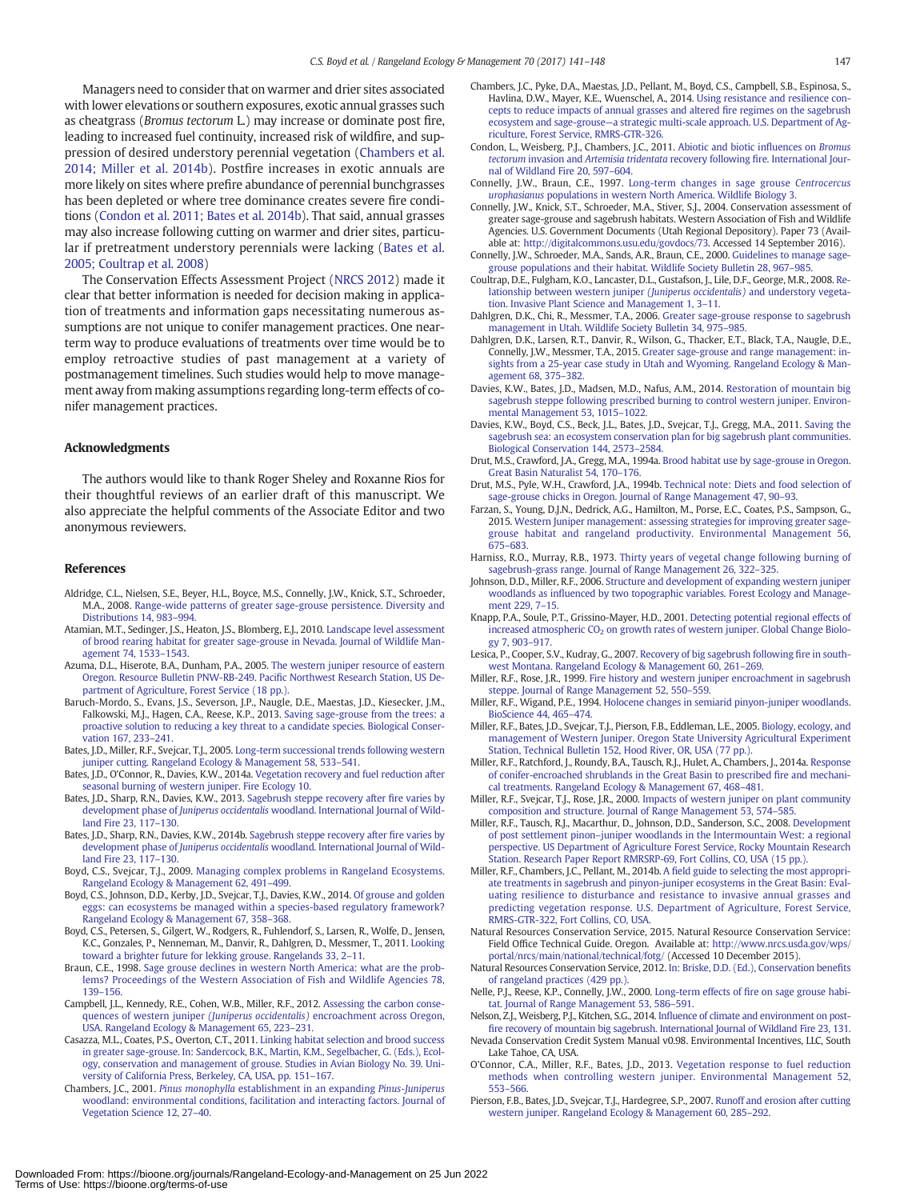Managers need to consider that on warmer and drier sites associated with lower elevations or southern exposures, exotic annual grasses such as cheatgrass (*Bromus tectorum* L.) may increase or dominate post fire, leading to increased fuel continuity, increased risk of wildfire, and suppression of desired understory perennial vegetation (Chambers et al. 2014; Miller et al. 2014b). Postfire increases in exotic annuals are more likely on sites where prefire abundance of perennial bunchgrasses has been depleted or where tree dominance creates severe fire conditions (Condon et al. 2011; Bates et al. 2014b). That said, annual grasses may also increase following cutting on warmer and drier sites, particular if pretreatment understory perennials were lacking (Bates et al. 2005; Coultrap et al. 2008)

The Conservation Effects Assessment Project (NRCS 2012) made it clear that better information is needed for decision making in application of treatments and information gaps necessitating numerous assumptions are not unique to conifer management practices. One near-term way to produce evaluations of treatments over time would be to employ retroactive studies of past management at a variety of postmanagement timelines. Such studies would help to move management away from making assumptions regarding long-term effects of conifer management practices.

## Acknowledgments

The authors would like to thank Roger Sheley and Roxanne Rios for their thoughtful reviews of an earlier draft of this manuscript. We also appreciate the helpful comments of the Associate Editor and two anonymous reviewers.

## References

Aldridge, C.L., Nielsen, S.E., Beyer, H.L., Boyce, M.S., Connelly, J.W., Knick, S.T., Schroeder, M.A., 2008. Range-wide patterns of greater sage-grouse persistence. Diversity and Distributions 14, 983–994.

Atamian, M.T., Sedinger, J.S., Heaton, J.S., Blomberg, E.J., 2010. Landscape level assessment of brood rearing habitat for greater sage-grouse in Nevada. Journal of Wildlife Management 74, 1533–1543.

Azuma, D.L., Hiserote, B.A., Dunham, P.A., 2005. The western juniper resource of eastern Oregon. Resource Bulletin PNW-RB-249. Pacific Northwest Research Station, US Department of Agriculture, Forest Service (18 pp.).

Baruch-Mordo, S., Evans, J.S., Severson, J.P., Naugle, D.E., Maestas, J.D., Kiesecker, J.M., Falkowski, M.J., Hagen, C.A., Reese, K.P., 2013. Saving sage-grouse from the trees: a proactive solution to reducing a key threat to a candidate species. Biological Conservation 167, 233–241.

Bates, J.D., Miller, R.F., Svejcar, T.J., 2005. Long-term successional trends following western juniper cutting. Rangeland Ecology & Management 58, 533–541.

Bates, J.D., O'Connor, R., Davies, K.W., 2014a. Vegetation recovery and fuel reduction after seasonal burning of western juniper. Fire Ecology 10.

Bates, J.D., Sharp, R.N., Davies, K.W., 2013. Sagebrush steppe recovery after fire varies by development phase of *Juniperus occidentalis* woodland. International Journal of Wildland Fire 23, 117–130.

Bates, J.D., Sharp, R.N., Davies, K.W., 2014b. Sagebrush steppe recovery after fire varies by development phase of *Juniperus occidentalis* woodland. International Journal of Wildland Fire 23, 117–130.

Boyd, C.S., Svejcar, T.J., 2009. Managing complex problems in Rangeland Ecosystems. Rangeland Ecology & Management 62, 491–499.

Boyd, C.S., Johnson, D.D., Kerby, J.D., Svejcar, T.J., Davies, K.W., 2014. Of grouse and golden eggs: can ecosystems be managed within a species-based regulatory framework? Rangeland Ecology & Management 67, 358–368.

Boyd, C.S., Petersen, S., Gilgert, W., Rodgers, R., Fuhlendorf, S., Larsen, R., Wolfe, D., Jensen, K.C., Gonzales, P., Nenneman, M., Danvir, R., Dahlgren, D., Messmer, T., 2011. Looking toward a brighter future for lekking grouse. Rangelands 33, 2–11.

Braun, C.E., 1998. Sage grouse declines in western North America: what are the problems? Proceedings of the Western Association of Fish and Wildlife Agencies 78, 139–156.

Campbell, J.L., Kennedy, R.E., Cohen, W.B., Miller, R.F., 2012. Assessing the carbon consequences of western juniper *(Juniperus occidentalis)* encroachment across Oregon, USA. Rangeland Ecology & Management 65, 223–231.

Casazza, M.L., Coates, P.S., Overton, C.T., 2011. Linking habitat selection and brood success in greater sage-grouse. In: Sandercock, B.K., Martin, K.M., Segelbacher, G. (Eds.), Ecology, conservation and management of grouse. Studies in Avian Biology No. 39. University of California Press, Berkeley, CA, USA, pp. 151–167.

Chambers, J.C., 2001. *Pinus monophylla* establishment in an expanding *Pinus-Juniperus* woodland: environmental conditions, facilitation and interacting factors. Journal of Vegetation Science 12, 27–40.

Chambers, J.C., Pyke, D.A., Maestas, J.D., Pellant, M., Boyd, C.S., Campbell, S.B., Espinosa, S., Havlina, D.W., Mayer, K.E., Wuenschel, A., 2014. Using resistance and resilience concepts to reduce impacts of annual grasses and altered fire regimes on the sagebrush ecosystem and sage-grouse—a strategic multi-scale approach. U.S. Department of Agriculture, Forest Service, RMRS-GTR-326.

Condon, L., Weisberg, P.J., Chambers, J.C., 2011. Abiotic and biotic influences on *Bromus tectorum* invasion and *Artemisia tridentata* recovery following fire. International Journal of Wildland Fire 20, 597–604.

Connelly, J.W., Braun, C.E., 1997. Long-term changes in sage grouse *Centrocercus urophasianus* populations in western North America. Wildlife Biology 3.

Connelly, J.W., Knick, S.T., Schroeder, M.A., Stiver, S.J., 2004. Conservation assessment of greater sage-grouse and sagebrush habitats. Western Association of Fish and Wildlife Agencies. U.S. Government Documents (Utah Regional Depository). Paper 73 (Available at: http://digitalcommons.usu.edu/govdocs/73. Accessed 14 September 2016).

Connelly, J.W., Schroeder, M.A., Sands, A.R., Braun, C.E., 2000. Guidelines to manage sage-grouse populations and their habitat. Wildlife Society Bulletin 28, 967–985.

Coultrap, D.E., Fulgham, K.O., Lancaster, D.L., Gustafson, J., Lile, D.F., George, M.R., 2008. Relationship between western juniper *(Juniperus occidentalis)* and understory vegetation. Invasive Plant Science and Management 1, 3–11.

Dahlgren, D.K., Chi, R., Messmer, T.A., 2006. Greater sage-grouse response to sagebrush management in Utah. Wildlife Society Bulletin 34, 975–985.

Dahlgren, D.K., Larsen, R.T., Danvir, R., Wilson, G., Thacker, E.T., Black, T.A., Naugle, D.E., Connelly, J.W., Messmer, T.A., 2015. Greater sage-grouse and range management: insights from a 25-year case study in Utah and Wyoming. Rangeland Ecology & Management 68, 375–382.

Davies, K.W., Bates, J.D., Madsen, M.D., Nafus, A.M., 2014. Restoration of mountain big sagebrush steppe following prescribed burning to control western juniper. Environmental Management 53, 1015–1022.

Davies, K.W., Boyd, C.S., Beck, J.L., Bates, J.D., Svejcar, T.J., Gregg, M.A., 2011. Saving the sagebrush sea: an ecosystem conservation plan for big sagebrush plant communities. Biological Conservation 144, 2573–2584.

Drut, M.S., Crawford, J.A., Gregg, M.A., 1994a. Brood habitat use by sage-grouse in Oregon. Great Basin Naturalist 54, 170–176.

Drut, M.S., Pyle, W.H., Crawford, J.A., 1994b. Technical note: Diets and food selection of sage-grouse chicks in Oregon. Journal of Range Management 47, 90–93.

Farzan, S., Young, D.J.N., Dedrick, A.G., Hamilton, M., Porse, E.C., Coates, P.S., Sampson, G., 2015. Western Juniper management: assessing strategies for improving greater sage-grouse habitat and rangeland productivity. Environmental Management 56, 675–683.

Harniss, R.O., Murray, R.B., 1973. Thirty years of vegetal change following burning of sagebrush-grass range. Journal of Range Management 26, 322–325.

Johnson, D.D., Miller, R.F., 2006. Structure and development of expanding western juniper woodlands as influenced by two topographic variables. Forest Ecology and Management 229, 7–15.

Knapp, P.A., Soule, P.T., Grissino-Mayer, H.D., 2001. Detecting potential regional effects of increased atmospheric $CO_2$ on growth rates of western juniper. Global Change Biology 7, 903–917.

Lesica, P., Cooper, S.V., Kudray, G., 2007. Recovery of big sagebrush following fire in southwest Montana. Rangeland Ecology & Management 60, 261–269.

Miller, R.F., Rose, J.R., 1999. Fire history and western juniper encroachment in sagebrush steppe. Journal of Range Management 52, 550–559.

Miller, R.F., Wigand, P.E., 1994. Holocene changes in semiarid pinyon-juniper woodlands. BioScience 44, 465–474.

Miller, R.F., Bates, J.D., Svejcar, T.J., Pierson, F.B., Eddleman, L.E., 2005. Biology, ecology, and management of Western Juniper. Oregon State University Agricultural Experiment Station, Technical Bulletin 152, Hood River, OR, USA (77 pp.).

Miller, R.F., Ratchford, J., Roundy, B.A., Tausch, R.J., Hulet, A., Chambers, J., 2014a. Response of conifer-encroached shrublands in the Great Basin to prescribed fire and mechanical treatments. Rangeland Ecology & Management 67, 468–481.

Miller, R.F., Svejcar, T.J., Rose, J.R., 2000. Impacts of western juniper on plant community composition and structure. Journal of Range Management 53, 574–585.

Miller, R.F., Tausch, R.J., Macarthur, D., Johnson, D.D., Sanderson, S.C., 2008. Development of post settlement pinon–juniper woodlands in the Intermountain West: a regional perspective. US Department of Agriculture Forest Service, Rocky Mountain Research Station. Research Paper Report RMRSRP-69, Fort Collins, CO, USA (15 pp.).

Miller, R.F., Chambers, J.C., Pellant, M., 2014b. A field guide to selecting the most appropriate treatments in sagebrush and pinyon-juniper ecosystems in the Great Basin: Evaluating resilience to disturbance and resistance to invasive annual grasses and predicting vegetation response. U.S. Department of Agriculture, Forest Service, RMRS-GTR-322, Fort Collins, CO, USA.

Natural Resources Conservation Service, 2015. Natural Resource Conservation Service: Field Office Technical Guide. Oregon. Available at: http://www.nrcs.usda.gov/wps/portal/nrcs/main/national/technical/fotg/ (Accessed 10 December 2015).

Natural Resources Conservation Service, 2012. In: Briske, D.D. (Ed.), Conservation benefits of rangeland practices (429 pp.).

Nelle, P.J., Reese, K.P., Connelly, J.W., 2000. Long-term effects of fire on sage grouse habitat. Journal of Range Management 53, 586–591.

Nelson, Z.J., Weisberg, P.J., Kitchen, S.G., 2014. Influence of climate and environment on post-fire recovery of mountain big sagebrush. International Journal of Wildland Fire 23, 131.

Nevada Conservation Credit System Manual v0.98. Environmental Incentives, LLC, South Lake Tahoe, CA, USA.

O'Connor, C.A., Miller, R.F., Bates, J.D., 2013. Vegetation response to fuel reduction methods when controlling western juniper. Environmental Management 52, 553–566.

Pierson, F.B., Bates, J.D., Svejcar, T.J., Hardegree, S.P., 2007. Runoff and erosion after cutting western juniper. Rangeland Ecology & Management 60, 285–292.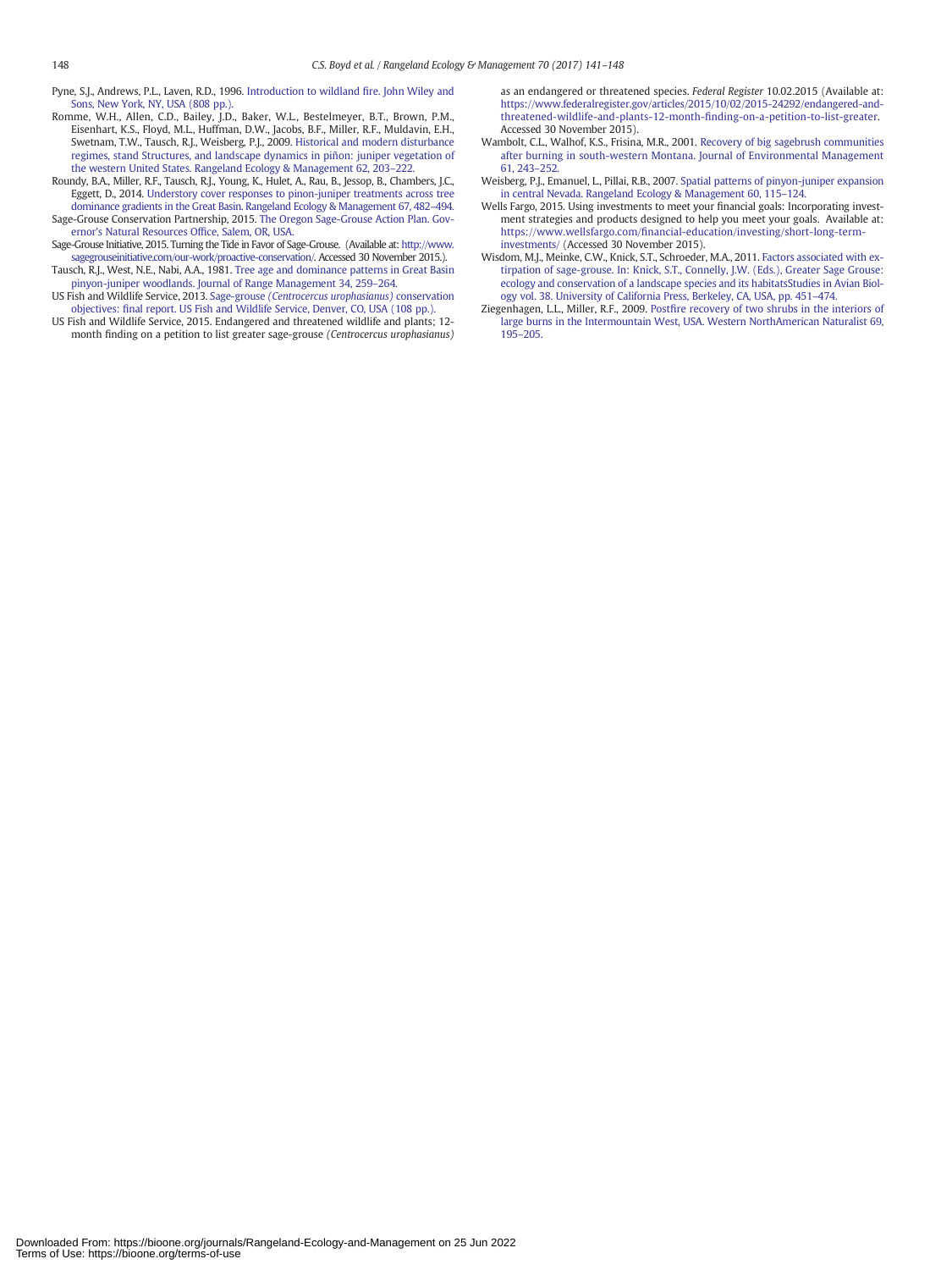Pyne, S.J., Andrews, P.L., Laven, R.D., 1996. Introduction to wildland fire. John Wiley and Sons, New York, NY, USA (808 pp.).

Romme, W.H., Allen, C.D., Bailey, J.D., Baker, W.L., Bestelmeyer, B.T., Brown, P.M., Eisenhart, K.S., Floyd, M.L., Huffman, D.W., Jacobs, B.F., Miller, R.F., Muldavin, E.H., Swetnam, T.W., Tausch, R.J., Weisberg, P.J., 2009. Historical and modern disturbance regimes, stand Structures, and landscape dynamics in piñon: juniper vegetation of the western United States. Rangeland Ecology & Management 62, 203–222.

Roundy, B.A., Miller, R.F., Tausch, R.J., Young, K., Hulet, A., Rau, B., Jessop, B., Chambers, J.C., Eggett, D., 2014. Understory cover responses to pinon-juniper treatments across tree dominance gradients in the Great Basin. Rangeland Ecology & Management 67, 482–494.

Sage-Grouse Conservation Partnership, 2015. The Oregon Sage-Grouse Action Plan. Governor's Natural Resources Office, Salem, OR, USA.

Sage-Grouse Initiative, 2015. Turning the Tide in Favor of Sage-Grouse. (Available at: http://www.sagegrouseinitiative.com/our-work/proactive-conservation/. Accessed 30 November 2015.).

Tausch, R.J., West, N.E., Nabi, A.A., 1981. Tree age and dominance patterns in Great Basin pinyon-juniper woodlands. Journal of Range Management 34, 259–264.

US Fish and Wildlife Service, 2013. Sage-grouse *(Centrocercus urophasianus)* conservation objectives: final report. US Fish and Wildlife Service, Denver, CO, USA (108 pp.).

US Fish and Wildlife Service, 2015. Endangered and threatened wildlife and plants; 12-month finding on a petition to list greater sage-grouse *(Centrocercus urophasianus)* as an endangered or threatened species. *Federal Register* 10.02.2015 (Available at: https://www.federalregister.gov/articles/2015/10/02/2015-24292/endangered-and-threatened-wildlife-and-plants-12-month-finding-on-a-petition-to-list-greater. Accessed 30 November 2015).

Wambolt, C.L., Walhof, K.S., Frisina, M.R., 2001. Recovery of big sagebrush communities after burning in south-western Montana. Journal of Environmental Management 61, 243–252.

Weisberg, P.J., Emanuel, L., Pillai, R.B., 2007. Spatial patterns of pinyon-juniper expansion in central Nevada. Rangeland Ecology & Management 60, 115–124.

Wells Fargo, 2015. Using investments to meet your financial goals: Incorporating investment strategies and products designed to help you meet your goals. Available at: https://www.wellsfargo.com/financial-education/investing/short-long-term-investments/ (Accessed 30 November 2015).

Wisdom, M.J., Meinke, C.W., Knick, S.T., Schroeder, M.A., 2011. Factors associated with extirpation of sage-grouse. In: Knick, S.T., Connelly, J.W. (Eds.), Greater Sage Grouse: ecology and conservation of a landscape species and its habitatsStudies in Avian Biology vol. 38. University of California Press, Berkeley, CA, USA, pp. 451–474.

Ziegenhagen, L.L., Miller, R.F., 2009. Postfire recovery of two shrubs in the interiors of large burns in the Intermountain West, USA. Western NorthAmerican Naturalist 69, 195–205.